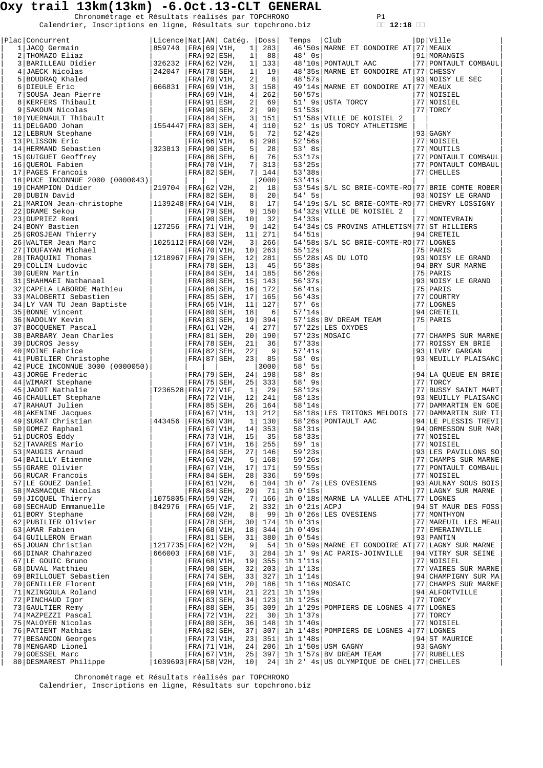# Oxy trail 13km(13km) -6.Oct.13-CLT GENERAL

Chronométrage et Résultats réalisés par TOPCHRONO
Calendrier, Inscriptions en ligne, Résultats sur topchrono.biz

12:18

| Plac | Concurrent | Licence | Nat | AN | Catég. | | Doss | Temps | Club | Dp | Ville |
|---|---|---|---|---|---|---|---|---|---|---|---|
| 1 | JACQ Germain | 859740 | FRA | 69 | V1H, | 1 | 283 | 46'50s | MARNE ET GONDOIRE AT | 77 | MEAUX |
| 2 | THOMAZO Eliaz | | FRA | 92 | ESH, | 1 | 88 | 48' 0s | | 91 | MORANGIS |
| 3 | BARILLEAU Didier | 326232 | FRA | 62 | V2H, | 1 | 133 | 48'10s | PONTAULT AAC | 77 | PONTAULT COMBAUL |
| 4 | JAECK Nicolas | 242047 | FRA | 78 | SEH, | 1 | 19 | 48'35s | MARNE ET GONDOIRE AT | 77 | CHESSY |
| 5 | BOUDRAQ Khaled | | FRA | 70 | V1H, | 2 | 8 | 48'57s | | 93 | NOISY LE SEC |
| 6 | DIEULE Eric | 666831 | FRA | 69 | V1H, | 3 | 158 | 49'14s | MARNE ET GONDOIRE AT | 77 | MEAUX |
| 7 | SOUSA Jean Pierre | | FRA | 69 | V1H, | 4 | 262 | 50'57s | | 77 | NOISIEL |
| 8 | KERFERS Thibault | | FRA | 91 | ESH, | 2 | 69 | 51' 9s | USTA TORCY | 77 | NOISIEL |
| 9 | SAKOUN Nicolas | | FRA | 90 | SEH, | 2 | 90 | 51'53s | | 77 | TORCY |
| 10 | YUERNAULT Thibault | | FRA | 84 | SEH, | 3 | 151 | 51'58s | VILLE DE NOISIEL 2 | | |
| 11 | DELGADO Johan | 1554447 | FRA | 83 | SEH, | 4 | 110 | 52' 1s | US TORCY ATHLETISME | | |
| 12 | LEBRUN Stephane | | FRA | 69 | V1H, | 5 | 72 | 52'42s | | 93 | GAGNY |
| 13 | PLISSON Eric | | FRA | 66 | V1H, | 6 | 298 | 52'56s | | 77 | NOISIEL |
| 14 | HERMAND Sebastien | 323813 | FRA | 90 | SEH, | 5 | 28 | 53' 8s | | 77 | MOUTILS |
| 15 | GUIGUET Geoffrey | | FRA | 86 | SEH, | 6 | 76 | 53'17s | | 77 | PONTAULT COMBAUL |
| 16 | QUEROL Fabien | | FRA | 70 | V1H, | 7 | 313 | 53'25s | | 77 | PONTAULT COMBAUL |
| 17 | PAGES Francois | | FRA | 82 | SEH, | 7 | 144 | 53'38s | | 77 | CHELLES |
| 18 | PUCE INCONNUE 2000 (0000043) | | | | | | 2000 | 53'41s | | | |
| 19 | CHAMPION Didier | 219704 | FRA | 62 | V2H, | 2 | 18 | 53'54s | S/L SC BRIE-COMTE-RO | 77 | BRIE COMTE ROBER |
| 20 | DUBIN David | | FRA | 82 | SEH, | 8 | 20 | 54' 5s | | 93 | NOISY LE GRAND |
| 21 | MARION Jean-christophe | 1139248 | FRA | 64 | V1H, | 8 | 17 | 54'19s | S/L SC BRIE-COMTE-RO | 77 | CHEVRY LOSSIGNY |
| 22 | DRAME Sekou | | FRA | 79 | SEH, | 9 | 150 | 54'32s | VILLE DE NOISIEL 2 | | |
| 23 | DUPRIEZ Remi | | FRA | 90 | SEH, | 10 | 32 | 54'33s | | 77 | MONTEVRAIN |
| 24 | BONY Bastien | 127256 | FRA | 71 | V1H, | 9 | 142 | 54'34s | CS PROVINS ATHLETISM | 77 | ST HILLIERS |
| 25 | GROSJEAN Thierry | | FRA | 83 | SEH, | 11 | 271 | 54'51s | | 94 | CRETEIL |
| 26 | WALTER Jean Marc | 1025112 | FRA | 60 | V2H, | 3 | 266 | 54'58s | S/L SC BRIE-COMTE-RO | 77 | LOGNES |
| 27 | TOUFAYAN Michael | | FRA | 70 | V1H, | 10 | 263 | 55'12s | | 75 | PARIS |
| 28 | TRAQUINI Thomas | 1218967 | FRA | 79 | SEH, | 12 | 281 | 55'28s | AS DU LOTO | 93 | NOISY LE GRAND |
| 29 | COLLIN Ludovic | | FRA | 78 | SEH, | 13 | 45 | 55'38s | | 94 | BRY SUR MARNE |
| 30 | GUERN Martin | | FRA | 84 | SEH, | 14 | 185 | 56'26s | | 75 | PARIS |
| 31 | SHAHMAEI Nathanael | | FRA | 80 | SEH, | 15 | 143 | 56'37s | | 93 | NOISY LE GRAND |
| 32 | CAPELA LABORDE Mathieu | | FRA | 86 | SEH, | 16 | 172 | 56'41s | | 75 | PARIS |
| 33 | MALOBERTI Sebastien | | FRA | 85 | SEH, | 17 | 165 | 56'43s | | 77 | COURTRY |
| 34 | LY VAN TU Jean Baptiste | | FRA | 65 | V1H, | 11 | 127 | 57' 6s | | 77 | LOGNES |
| 35 | BONNE Vincent | | FRA | 80 | SEH, | 18 | 6 | 57'14s | | 94 | CRETEIL |
| 36 | NADOLNY Kevin | | FRA | 83 | SEH, | 19 | 394 | 57'18s | BV DREAM TEAM | 75 | PARIS |
| 37 | BOCQUENET Pascal | | FRA | 61 | V2H, | 4 | 277 | 57'22s | LES OXYDES | | |
| 38 | BARBARY Jean Charles | | FRA | 81 | SEH, | 20 | 190 | 57'23s | MOSAIC | 77 | CHAMPS SUR MARNE |
| 39 | DUCROS Jessy | | FRA | 78 | SEH, | 21 | 36 | 57'33s | | 77 | ROISSY EN BRIE |
| 40 | MOINE Fabrice | | FRA | 82 | SEH, | 22 | 9 | 57'41s | | 93 | LIVRY GARGAN |
| 41 | PUBILIER Christophe | | FRA | 87 | SEH, | 23 | 85 | 58' 0s | | 93 | NEUILLY PLAISANC |
| 42 | PUCE INCONNUE 3000 (0000050) | | | | | | 3000 | 58' 5s | | | |
| 43 | JORGE Frederic | | FRA | 79 | SEH, | 24 | 198 | 58' 8s | | 94 | LA QUEUE EN BRIE |
| 44 | WIMART Stephane | | FRA | 75 | SEH, | 25 | 333 | 58' 9s | | 77 | TORCY |
| 45 | JADOT Nathalie | T236528 | FRA | 72 | V1F, | 1 | 29 | 58'12s | | 77 | BUSSY SAINT MART |
| 46 | CHAULLET Stephane | | FRA | 72 | V1H, | 12 | 241 | 58'13s | | 93 | NEUILLY PLAISANC |
| 47 | RAHAUT Julien | | FRA | 85 | SEH, | 26 | 164 | 58'14s | | 77 | DAMMARTIN EN GOE |
| 48 | AKENINE Jacques | | FRA | 67 | V1H, | 13 | 212 | 58'18s | LES TRITONS MELDOIS | 77 | DAMMARTIN SUR TI |
| 49 | SURAT Christian | 443456 | FRA | 50 | V3H, | 1 | 130 | 58'26s | PONTAULT AAC | 94 | LE PLESSIS TREVI |
| 50 | GOMEZ Raphael | | FRA | 67 | V1H, | 14 | 353 | 58'31s | | 94 | ORMESSON SUR MAR |
| 51 | DUCROS Eddy | | FRA | 73 | V1H, | 15 | 35 | 58'33s | | 77 | NOISIEL |
| 52 | TAVARES Mario | | FRA | 67 | V1H, | 16 | 255 | 59' 1s | | 77 | NOISIEL |
| 53 | MAUGIS Arnaud | | FRA | 84 | SEH, | 27 | 146 | 59'23s | | 93 | LES PAVILLONS SO |
| 54 | BAILLLY Etienne | | FRA | 63 | V2H, | 5 | 168 | 59'26s | | 77 | CHAMPS SUR MARNE |
| 55 | GRARE Olivier | | FRA | 67 | V1H, | 17 | 171 | 59'55s | | 77 | PONTAULT COMBAUL |
| 56 | RUCAR Francois | | FRA | 84 | SEH, | 28 | 336 | 59'59s | | 77 | NOISIEL |
| 57 | LE GOUEZ Daniel | | FRA | 61 | V2H, | 6 | 104 | 1h 0' 7s | LES OVESIENS | 93 | AULNAY SOUS BOIS |
| 58 | MASMACQUE Nicolas | | FRA | 84 | SEH, | 29 | 71 | 1h 0'15s | | 77 | LAGNY SUR MARNE |
| 59 | JICQUEL Thierry | 1075805 | FRA | 59 | V2H, | 7 | 166 | 1h 0'18s | MARNE LA VALLEE ATHL | 77 | LOGNES |
| 60 | SECHAUD Emmanuelle | 842976 | FRA | 65 | V1F, | 2 | 332 | 1h 0'21s | ACPJ | 94 | ST MAUR DES FOSS |
| 61 | BORY Stephane | | FRA | 60 | V2H, | 8 | 99 | 1h 0'26s | LES OVESIENS | 77 | MONTHYON |
| 62 | PUBILIER Olivier | | FRA | 78 | SEH, | 30 | 174 | 1h 0'31s | | 77 | MAREUIL LES MEAU |
| 63 | AMAR Fabien | | FRA | 68 | V1H, | 18 | 344 | 1h 0'49s | | 77 | EMERAINVILLE |
| 64 | GUILLERON Erwan | | FRA | 81 | SEH, | 31 | 380 | 1h 0'54s | | 93 | PANTIN |
| 65 | JOUAN Christian | 1217735 | FRA | 62 | V2H, | 9 | 54 | 1h 0'59s | MARNE ET GONDOIRE AT | 77 | LAGNY SUR MARNE |
| 66 | DINAR Chahrazed | 666003 | FRA | 68 | V1F, | 3 | 284 | 1h 1' 9s | AC PARIS-JOINVILLE | 94 | VITRY SUR SEINE |
| 67 | LE GOUIC Bruno | | FRA | 68 | V1H, | 19 | 355 | 1h 1'11s | | 77 | NOISIEL |
| 68 | DUVAL Matthieu | | FRA | 90 | SEH, | 32 | 203 | 1h 1'13s | | 77 | VAIRES SUR MARNE |
| 69 | BRILLOUET Sebastien | | FRA | 74 | SEH, | 33 | 327 | 1h 1'14s | | 94 | CHAMPIGNY SUR MA |
| 70 | GENILLER Florent | | FRA | 69 | V1H, | 20 | 186 | 1h 1'16s | MOSAIC | 77 | CHAMPS SUR MARNE |
| 71 | NZINGOULA Roland | | FRA | 69 | V1H, | 21 | 221 | 1h 1'19s | | 94 | ALFORTVILLE |
| 72 | PINCHAUD Igor | | FRA | 83 | SEH, | 34 | 123 | 1h 1'25s | | 77 | TORCY |
| 73 | GAULTIER Remy | | FRA | 88 | SEH, | 35 | 309 | 1h 1'29s | POMPIERS DE LOGNES 4 | 77 | LOGNES |
| 74 | MAZPEZZI Pascal | | FRA | 72 | V1H, | 22 | 30 | 1h 1'37s | | 77 | TORCY |
| 75 | MALOYER Nicolas | | FRA | 80 | SEH, | 36 | 148 | 1h 1'40s | | 77 | NOISIEL |
| 76 | PATIENT Mathias | | FRA | 82 | SEH, | 37 | 307 | 1h 1'48s | POMPIERS DE LOGNES 4 | 77 | LOGNES |
| 77 | BESANCON Georges | | FRA | 73 | V1H, | 23 | 351 | 1h 1'48s | | 94 | ST MAURICE |
| 78 | MENGARD Lionel | | FRA | 71 | V1H, | 24 | 206 | 1h 1'50s | USM GAGNY | 93 | GAGNY |
| 79 | GOESSEL Marc | | FRA | 67 | V1H, | 25 | 397 | 1h 1'57s | BV DREAM TEAM | 77 | RUBELLES |
| 80 | DESMAREST Philippe | 1039693 | FRA | 58 | V2H, | 10 | 24 | 1h 2' 4s | US OLYMPIQUE DE CHEL | 77 | CHELLES |

Chronométrage et Résultats réalisés par TOPCHRONO
Calendrier, Inscriptions en ligne, Résultats sur topchrono.biz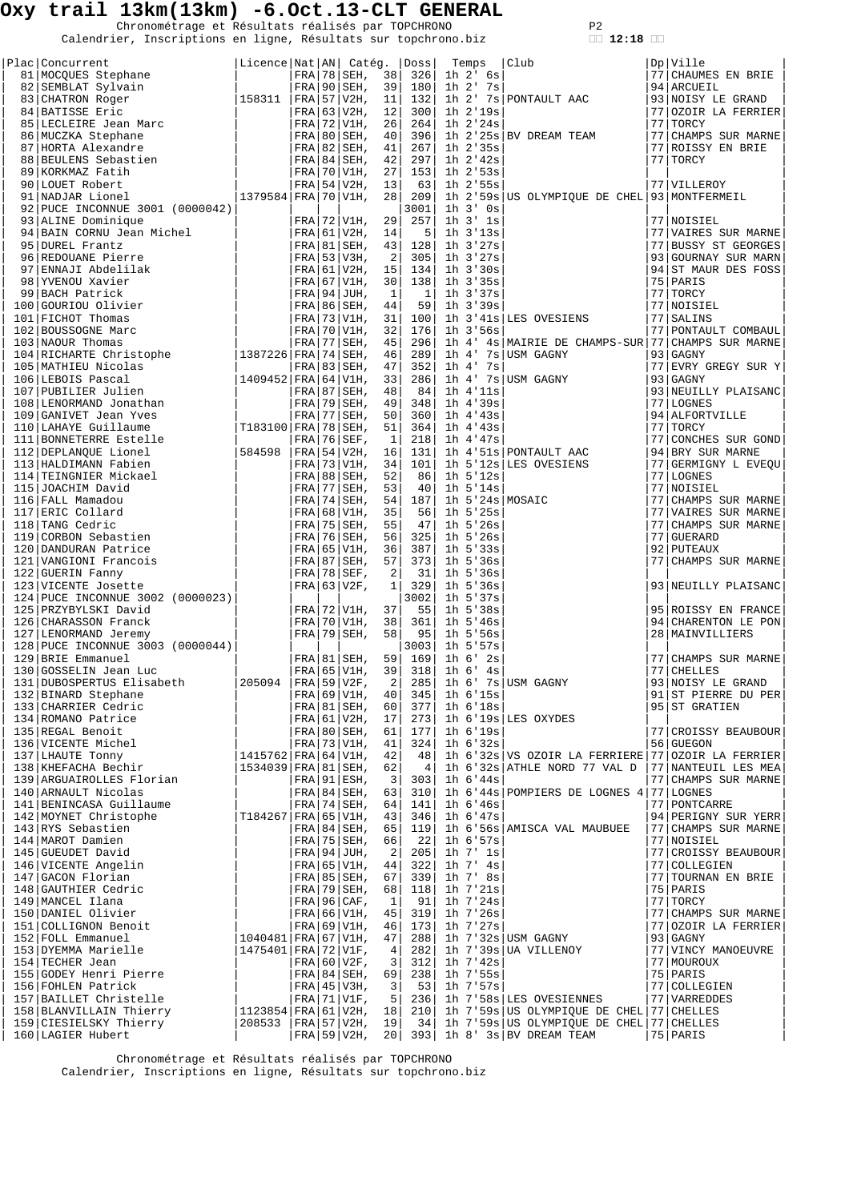# Oxy trail 13km(13km) -6.Oct.13-CLT GENERAL

Chronométrage et Résultats réalisés par TOPCHRONO
Calendrier, Inscriptions en ligne, Résultats sur topchrono.biz

12:18

| Plac | Concurrent | Licence | Nat | AN | Catég. | | Doss | Temps | Club | Dp | Ville |
|---|---|---|---|---|---|---|---|---|---|---|---|
| 81 | MOCQUES Stephane | | FRA | 78 | SEH, | 38 | 326 | 1h 2' 6s | | 77 | CHAUMES EN BRIE |
| 82 | SEMBLAT Sylvain | | FRA | 90 | SEH, | 39 | 180 | 1h 2' 7s | | 94 | ARCUEIL |
| 83 | CHATRON Roger | 158311 | FRA | 57 | V2H, | 11 | 132 | 1h 2' 7s | PONTAULT AAC | 93 | NOISY LE GRAND |
| 84 | BATISSE Eric | | FRA | 63 | V2H, | 12 | 300 | 1h 2'19s | | 77 | OZOIR LA FERRIER |
| 85 | LECLEIRE Jean Marc | | FRA | 72 | V1H, | 26 | 264 | 1h 2'24s | | 77 | TORCY |
| 86 | MUCZKA Stephane | | FRA | 80 | SEH, | 40 | 396 | 1h 2'25s | BV DREAM TEAM | 77 | CHAMPS SUR MARNE |
| 87 | HORTA Alexandre | | FRA | 82 | SEH, | 41 | 267 | 1h 2'35s | | 77 | ROISSY EN BRIE |
| 88 | BEULENS Sebastien | | FRA | 84 | SEH, | 42 | 297 | 1h 2'42s | | 77 | TORCY |
| 89 | KORKMAZ Fatih | | FRA | 70 | V1H, | 27 | 153 | 1h 2'53s | | | |
| 90 | LOUET Robert | | FRA | 54 | V2H, | 13 | 63 | 1h 2'55s | | 77 | VILLEROY |
| 91 | NADJAR Lionel | 1379584 | FRA | 70 | V1H, | 28 | 209 | 1h 2'59s | US OLYMPIQUE DE CHEL | 93 | MONTFERMEIL |
| 92 | PUCE INCONNUE 3001 (0000042) | | | | | | 3001 | 1h 3' 0s | | | |
| 93 | ALINE Dominique | | FRA | 72 | V1H, | 29 | 257 | 1h 3' 1s | | 77 | NOISIEL |
| 94 | BAIN CORNU Jean Michel | | FRA | 61 | V2H, | 14 | 5 | 1h 3'13s | | 77 | VAIRES SUR MARNE |
| 95 | DUREL Frantz | | FRA | 81 | SEH, | 43 | 128 | 1h 3'27s | | 77 | BUSSY ST GEORGES |
| 96 | REDOUANE Pierre | | FRA | 53 | V3H, | 2 | 305 | 1h 3'27s | | 93 | GOURNAY SUR MARN |
| 97 | ENNAJI Abdelilak | | FRA | 61 | V2H, | 15 | 134 | 1h 3'30s | | 94 | ST MAUR DES FOSS |
| 98 | YVENOU Xavier | | FRA | 67 | V1H, | 30 | 138 | 1h 3'35s | | 75 | PARIS |
| 99 | BACH Patrick | | FRA | 94 | JUH, | 1 | 1 | 1h 3'37s | | 77 | TORCY |
| 100 | GOURIOU Olivier | | FRA | 86 | SEH, | 44 | 59 | 1h 3'39s | | 77 | NOISIEL |
| 101 | FICHOT Thomas | | FRA | 73 | V1H, | 31 | 100 | 1h 3'41s | LES OVESIENS | 77 | SALINS |
| 102 | BOUSSOGNE Marc | | FRA | 70 | V1H, | 32 | 176 | 1h 3'56s | | 77 | PONTAULT COMBAUL |
| 103 | NAOUR Thomas | | FRA | 77 | SEH, | 45 | 296 | 1h 4' 4s | MAIRIE DE CHAMPS-SUR | 77 | CHAMPS SUR MARNE |
| 104 | RICHARTE Christophe | 1387226 | FRA | 74 | SEH, | 46 | 289 | 1h 4' 7s | USM GAGNY | 93 | GAGNY |
| 105 | MATHIEU Nicolas | | FRA | 83 | SEH, | 47 | 352 | 1h 4' 7s | | 77 | EVRY GREGY SUR Y |
| 106 | LEBOIS Pascal | 1409452 | FRA | 64 | V1H, | 33 | 286 | 1h 4' 7s | USM GAGNY | 93 | GAGNY |
| 107 | PUBILIER Julien | | FRA | 87 | SEH, | 48 | 84 | 1h 4'11s | | 93 | NEUILLY PLAISANC |
| 108 | LENORMAND Jonathan | | FRA | 79 | SEH, | 49 | 348 | 1h 4'39s | | 77 | LOGNES |
| 109 | GANIVET Jean Yves | | FRA | 77 | SEH, | 50 | 360 | 1h 4'43s | | 94 | ALFORTVILLE |
| 110 | LAHAYE Guillaume | T183100 | FRA | 78 | SEH, | 51 | 364 | 1h 4'43s | | 77 | TORCY |
| 111 | BONNETERRE Estelle | | FRA | 76 | SEF, | 1 | 218 | 1h 4'47s | | 77 | CONCHES SUR GOND |
| 112 | DEPLANQUE Lionel | 584598 | FRA | 54 | V2H, | 16 | 131 | 1h 4'51s | PONTAULT AAC | 94 | BRY SUR MARNE |
| 113 | HALDIMANN Fabien | | FRA | 73 | V1H, | 34 | 101 | 1h 5'12s | LES OVESIENS | 77 | GERMIGNY L EVEQU |
| 114 | TEINGNIER Mickael | | FRA | 88 | SEH, | 52 | 86 | 1h 5'12s | | 77 | LOGNES |
| 115 | JOACHIM David | | FRA | 77 | SEH, | 53 | 40 | 1h 5'14s | | 77 | NOISIEL |
| 116 | FALL Mamadou | | FRA | 74 | SEH, | 54 | 187 | 1h 5'24s | MOSAIC | 77 | CHAMPS SUR MARNE |
| 117 | ERIC Collard | | FRA | 68 | V1H, | 35 | 56 | 1h 5'25s | | 77 | VAIRES SUR MARNE |
| 118 | TANG Cedric | | FRA | 75 | SEH, | 55 | 47 | 1h 5'26s | | 77 | CHAMPS SUR MARNE |
| 119 | CORBON Sebastien | | FRA | 76 | SEH, | 56 | 325 | 1h 5'26s | | 77 | GUERARD |
| 120 | DANDURAN Patrice | | FRA | 65 | V1H, | 36 | 387 | 1h 5'33s | | 92 | PUTEAUX |
| 121 | VANGIONI Francois | | FRA | 87 | SEH, | 57 | 373 | 1h 5'36s | | 77 | CHAMPS SUR MARNE |
| 122 | GUERIN Fanny | | FRA | 78 | SEF, | 2 | 31 | 1h 5'36s | | | |
| 123 | VICENTE Josette | | FRA | 63 | V2F, | 1 | 329 | 1h 5'36s | | 93 | NEUILLY PLAISANC |
| 124 | PUCE INCONNUE 3002 (0000023) | | | | | | 3002 | 1h 5'37s | | | |
| 125 | PRZYBYLSKI David | | FRA | 72 | V1H, | 37 | 55 | 1h 5'38s | | 95 | ROISSY EN FRANCE |
| 126 | CHARASSON Franck | | FRA | 70 | V1H, | 38 | 361 | 1h 5'46s | | 94 | CHARENTON LE PON |
| 127 | LENORMAND Jeremy | | FRA | 79 | SEH, | 58 | 95 | 1h 5'56s | | 28 | MAINVILLIERS |
| 128 | PUCE INCONNUE 3003 (0000044) | | | | | | 3003 | 1h 5'57s | | | |
| 129 | BRIE Emmanuel | | FRA | 81 | SEH, | 59 | 169 | 1h 6' 2s | | 77 | CHAMPS SUR MARNE |
| 130 | GOSSELIN Jean Luc | | FRA | 65 | V1H, | 39 | 318 | 1h 6' 4s | | 77 | CHELLES |
| 131 | DUBOSPERTUS Elisabeth | 205094 | FRA | 59 | V2F, | 2 | 285 | 1h 6' 7s | USM GAGNY | 93 | NOISY LE GRAND |
| 132 | BINARD Stephane | | FRA | 69 | V1H, | 40 | 345 | 1h 6'15s | | 91 | ST PIERRE DU PER |
| 133 | CHARRIER Cedric | | FRA | 81 | SEH, | 60 | 377 | 1h 6'18s | | 95 | ST GRATIEN |
| 134 | ROMANO Patrice | | FRA | 61 | V2H, | 17 | 273 | 1h 6'19s | LES OXYDES | | |
| 135 | REGAL Benoit | | FRA | 80 | SEH, | 61 | 177 | 1h 6'19s | | 77 | CROISSY BEAUBOUR |
| 136 | VICENTE Michel | | FRA | 73 | V1H, | 41 | 324 | 1h 6'32s | | 56 | GUEGON |
| 137 | LHAUTE Tonny | 1415762 | FRA | 64 | V1H, | 42 | 48 | 1h 6'32s | VS OZOIR LA FERRIERE | 77 | OZOIR LA FERRIER |
| 138 | KHEFACHA Bechir | 1534039 | FRA | 81 | SEH, | 62 | 4 | 1h 6'32s | ATHLE NORD 77 VAL D | 77 | NANTEUIL LES MEA |
| 139 | ARGUAIROLLES Florian | | FRA | 91 | ESH, | 3 | 303 | 1h 6'44s | | 77 | CHAMPS SUR MARNE |
| 140 | ARNAULT Nicolas | | FRA | 84 | SEH, | 63 | 310 | 1h 6'44s | POMPIERS DE LOGNES 4 | 77 | LOGNES |
| 141 | BENINCASA Guillaume | | FRA | 74 | SEH, | 64 | 141 | 1h 6'46s | | 77 | PONTCARRE |
| 142 | MOYNET Christophe | T184267 | FRA | 65 | V1H, | 43 | 346 | 1h 6'47s | | 94 | PERIGNY SUR YERR |
| 143 | RYS Sebastien | | FRA | 84 | SEH, | 65 | 119 | 1h 6'56s | AMISCA VAL MAUBUEE | 77 | CHAMPS SUR MARNE |
| 144 | MAROT Damien | | FRA | 75 | SEH, | 66 | 22 | 1h 6'57s | | 77 | NOISIEL |
| 145 | GUEUDET David | | FRA | 94 | JUH, | 2 | 205 | 1h 7' 1s | | 77 | CROISSY BEAUBOUR |
| 146 | VICENTE Angelin | | FRA | 65 | V1H, | 44 | 322 | 1h 7' 4s | | 77 | COLLEGIEN |
| 147 | GACON Florian | | FRA | 85 | SEH, | 67 | 339 | 1h 7' 8s | | 77 | TOURNAN EN BRIE |
| 148 | GAUTHIER Cedric | | FRA | 79 | SEH, | 68 | 118 | 1h 7'21s | | 75 | PARIS |
| 149 | MANCEL Ilana | | FRA | 96 | CAF, | 1 | 91 | 1h 7'24s | | 77 | TORCY |
| 150 | DANIEL Olivier | | FRA | 66 | V1H, | 45 | 319 | 1h 7'26s | | 77 | CHAMPS SUR MARNE |
| 151 | COLLIGNON Benoit | | FRA | 69 | V1H, | 46 | 173 | 1h 7'27s | | 77 | OZOIR LA FERRIER |
| 152 | FOLL Emmanuel | 1040481 | FRA | 67 | V1H, | 47 | 288 | 1h 7'32s | USM GAGNY | 93 | GAGNY |
| 153 | DYEMMA Marielle | 1475401 | FRA | 72 | V1F, | 4 | 282 | 1h 7'39s | UA VILLENOY | 77 | VINCY MANOEUVRE |
| 154 | TECHER Jean | | FRA | 60 | V2F, | 3 | 312 | 1h 7'42s | | 77 | MOUROUX |
| 155 | GODEY Henri Pierre | | FRA | 84 | SEH, | 69 | 238 | 1h 7'55s | | 75 | PARIS |
| 156 | FOHLEN Patrick | | FRA | 45 | V3H, | 3 | 53 | 1h 7'57s | | 77 | COLLEGIEN |
| 157 | BAILLET Christelle | | FRA | 71 | V1F, | 5 | 236 | 1h 7'58s | LES OVESIENNES | 77 | VARREDDES |
| 158 | BLANVILLAIN Thierry | 1123854 | FRA | 61 | V2H, | 18 | 210 | 1h 7'59s | US OLYMPIQUE DE CHEL | 77 | CHELLES |
| 159 | CIESIELSKY Thierry | 208533 | FRA | 57 | V2H, | 19 | 34 | 1h 7'59s | US OLYMPIQUE DE CHEL | 77 | CHELLES |
| 160 | LAGIER Hubert | | FRA | 59 | V2H, | 20 | 393 | 1h 8' 3s | BV DREAM TEAM | 75 | PARIS |

Chronométrage et Résultats réalisés par TOPCHRONO
Calendrier, Inscriptions en ligne, Résultats sur topchrono.biz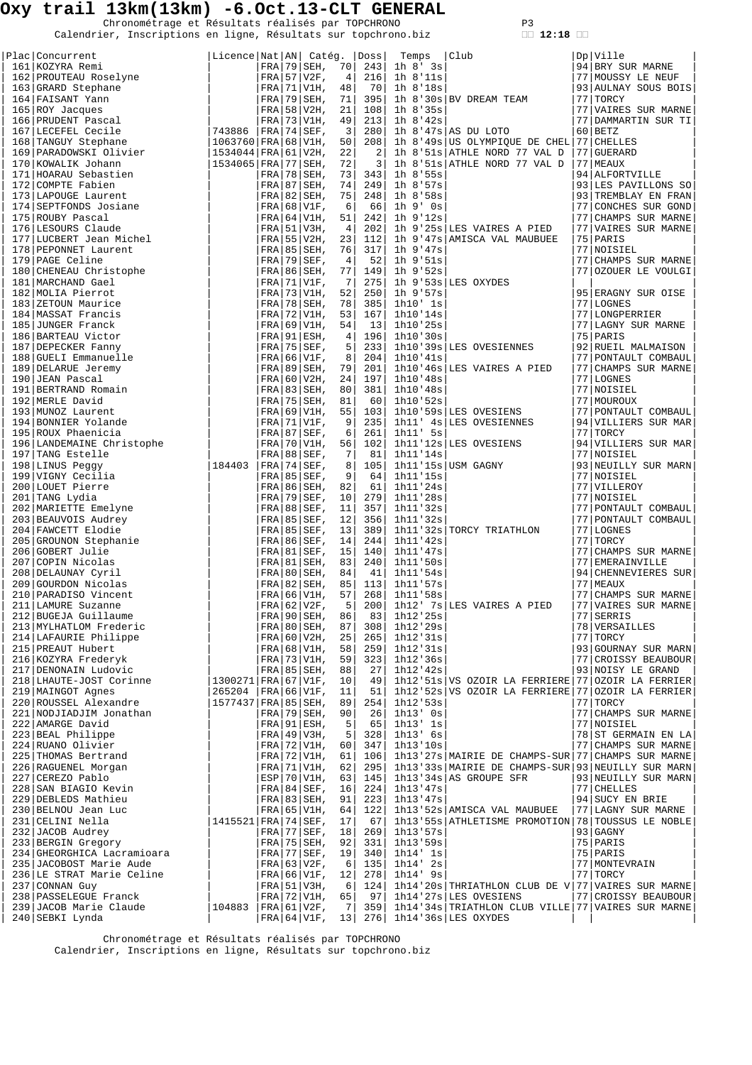# Oxy trail 13km(13km) -6.Oct.13-CLT GENERAL

Chronométrage et Résultats réalisés par TOPCHRONO
Calendrier, Inscriptions en ligne, Résultats sur topchrono.biz
12:18

| Plac | Concurrent | Licence | Nat | AN | Catég. | | Doss | Temps | Club | Dp | Ville |
|---|---|---|---|---|---|---|---|---|---|---|---|
| 161 | KOZYRA Remi | | FRA | 79 | SEH, | 70 | 243 | 1h 8' 3s | | 94 | BRY SUR MARNE |
| 162 | PROUTEAU Roselyne | | FRA | 57 | V2F, | 4 | 216 | 1h 8'11s | | 77 | MOUSSY LE NEUF |
| 163 | GRARD Stephane | | FRA | 71 | V1H, | 48 | 70 | 1h 8'18s | | 93 | AULNAY SOUS BOIS |
| 164 | FAISANT Yann | | FRA | 79 | SEH, | 71 | 395 | 1h 8'30s | BV DREAM TEAM | 77 | TORCY |
| 165 | ROY Jacques | | FRA | 58 | V2H, | 21 | 108 | 1h 8'35s | | 77 | VAIRES SUR MARNE |
| 166 | PRUDENT Pascal | | FRA | 73 | V1H, | 49 | 213 | 1h 8'42s | | 77 | DAMMARTIN SUR TI |
| 167 | LECEFEL Cecile | 743886 | FRA | 74 | SEF, | 3 | 280 | 1h 8'47s | AS DU LOTO | 60 | BETZ |
| 168 | TANGUY Stephane | 1063760 | FRA | 68 | V1H, | 50 | 208 | 1h 8'49s | US OLYMPIQUE DE CHEL | 77 | CHELLES |
| 169 | PARADOWSKI Olivier | 1534044 | FRA | 61 | V2H, | 22 | 2 | 1h 8'51s | ATHLE NORD 77 VAL D | 77 | GUERARD |
| 170 | KOWALIK Johann | 1534065 | FRA | 77 | SEH, | 72 | 3 | 1h 8'51s | ATHLE NORD 77 VAL D | 77 | MEAUX |
| 171 | HOARAU Sebastien | | FRA | 78 | SEH, | 73 | 343 | 1h 8'55s | | 94 | ALFORTVILLE |
| 172 | COMPTE Fabien | | FRA | 87 | SEH, | 74 | 249 | 1h 8'57s | | 93 | LES PAVILLONS SO |
| 173 | LAPOUGE Laurent | | FRA | 82 | SEH, | 75 | 248 | 1h 8'58s | | 93 | TREMBLAY EN FRAN |
| 174 | SEPTFONDS Josiane | | FRA | 68 | V1F, | 6 | 66 | 1h 9' 0s | | 77 | CONCHES SUR GOND |
| 175 | ROUBY Pascal | | FRA | 64 | V1H, | 51 | 242 | 1h 9'12s | | 77 | CHAMPS SUR MARNE |
| 176 | LESOURS Claude | | FRA | 51 | V3H, | 4 | 202 | 1h 9'25s | LES VAIRES A PIED | 77 | VAIRES SUR MARNE |
| 177 | LUCBERT Jean Michel | | FRA | 55 | V2H, | 23 | 112 | 1h 9'47s | AMISCA VAL MAUBUEE | 75 | PARIS |
| 178 | PEPONNET Laurent | | FRA | 85 | SEH, | 76 | 317 | 1h 9'47s | | 77 | NOISIEL |
| 179 | PAGE Celine | | FRA | 79 | SEF, | 4 | 52 | 1h 9'51s | | 77 | CHAMPS SUR MARNE |
| 180 | CHENEAU Christophe | | FRA | 86 | SEH, | 77 | 149 | 1h 9'52s | | 77 | OZOUER LE VOULGI |
| 181 | MARCHAND Gael | | FRA | 71 | V1F, | 7 | 275 | 1h 9'53s | LES OXYDES | | |
| 182 | MOLIA Pierrot | | FRA | 73 | V1H, | 52 | 250 | 1h 9'57s | | 95 | ERAGNY SUR OISE |
| 183 | ZETOUN Maurice | | FRA | 78 | SEH, | 78 | 385 | 1h10' 1s | | 77 | LOGNES |
| 184 | MASSAT Francis | | FRA | 72 | V1H, | 53 | 167 | 1h10'14s | | 77 | LONGPERRIER |
| 185 | JUNGER Franck | | FRA | 69 | V1H, | 54 | 13 | 1h10'25s | | 77 | LAGNY SUR MARNE |
| 186 | BARTEAU Victor | | FRA | 91 | ESH, | 4 | 196 | 1h10'30s | | 75 | PARIS |
| 187 | DEPECKER Fanny | | FRA | 75 | SEF, | 5 | 233 | 1h10'39s | LES OVESIENNES | 92 | RUEIL MALMAISON |
| 188 | GUELI Emmanuelle | | FRA | 66 | V1F, | 8 | 204 | 1h10'41s | | 77 | PONTAULT COMBAUL |
| 189 | DELARUE Jeremy | | FRA | 89 | SEH, | 79 | 201 | 1h10'46s | LES VAIRES A PIED | 77 | CHAMPS SUR MARNE |
| 190 | JEAN Pascal | | FRA | 60 | V2H, | 24 | 197 | 1h10'48s | | 77 | LOGNES |
| 191 | BERTRAND Romain | | FRA | 83 | SEH, | 80 | 381 | 1h10'48s | | 77 | NOISIEL |
| 192 | MERLE David | | FRA | 75 | SEH, | 81 | 60 | 1h10'52s | | 77 | MOUROUX |
| 193 | MUNOZ Laurent | | FRA | 69 | V1H, | 55 | 103 | 1h10'59s | LES OVESIENS | 77 | PONTAULT COMBAUL |
| 194 | BONNIER Yolande | | FRA | 71 | V1F, | 9 | 235 | 1h11' 4s | LES OVESIENNES | 94 | VILLIERS SUR MAR |
| 195 | ROUX Phaenicia | | FRA | 87 | SEF, | 6 | 261 | 1h11' 5s | | 77 | TORCY |
| 196 | LANDEMAINE Christophe | | FRA | 70 | V1H, | 56 | 102 | 1h11'12s | LES OVESIENS | 94 | VILLIERS SUR MAR |
| 197 | TANG Estelle | | FRA | 88 | SEF, | 7 | 81 | 1h11'14s | | 77 | NOISIEL |
| 198 | LINUS Peggy | 184403 | FRA | 74 | SEF, | 8 | 105 | 1h11'15s | USM GAGNY | 93 | NEUILLY SUR MARN |
| 199 | VIGNY Cecilia | | FRA | 85 | SEF, | 9 | 64 | 1h11'15s | | 77 | NOISIEL |
| 200 | LOUET Pierre | | FRA | 86 | SEH, | 82 | 61 | 1h11'24s | | 77 | VILLEROY |
| 201 | TANG Lydia | | FRA | 79 | SEF, | 10 | 279 | 1h11'28s | | 77 | NOISIEL |
| 202 | MARIETTE Emelyne | | FRA | 88 | SEF, | 11 | 357 | 1h11'32s | | 77 | PONTAULT COMBAUL |
| 203 | BEAUVOIS Audrey | | FRA | 85 | SEF, | 12 | 356 | 1h11'32s | | 77 | PONTAULT COMBAUL |
| 204 | FAWCETT Elodie | | FRA | 85 | SEF, | 13 | 389 | 1h11'32s | TORCY TRIATHLON | 77 | LOGNES |
| 205 | GROUNON Stephanie | | FRA | 86 | SEF, | 14 | 244 | 1h11'42s | | 77 | TORCY |
| 206 | GOBERT Julie | | FRA | 81 | SEF, | 15 | 140 | 1h11'47s | | 77 | CHAMPS SUR MARNE |
| 207 | COPIN Nicolas | | FRA | 81 | SEH, | 83 | 240 | 1h11'50s | | 77 | EMERAINVILLE |
| 208 | DELAUNAY Cyril | | FRA | 80 | SEH, | 84 | 41 | 1h11'54s | | 94 | CHENNEVIERES SUR |
| 209 | GOURDON Nicolas | | FRA | 82 | SEH, | 85 | 113 | 1h11'57s | | 77 | MEAUX |
| 210 | PARADISO Vincent | | FRA | 66 | V1H, | 57 | 268 | 1h11'58s | | 77 | CHAMPS SUR MARNE |
| 211 | LAMURE Suzanne | | FRA | 62 | V2F, | 5 | 200 | 1h12' 7s | LES VAIRES A PIED | 77 | VAIRES SUR MARNE |
| 212 | BUGEJA Guillaume | | FRA | 90 | SEH, | 86 | 83 | 1h12'25s | | 77 | SERRIS |
| 213 | MYLHATLOM Frederic | | FRA | 80 | SEH, | 87 | 308 | 1h12'29s | | 78 | VERSAILLES |
| 214 | LAFAURIE Philippe | | FRA | 60 | V2H, | 25 | 265 | 1h12'31s | | 77 | TORCY |
| 215 | PREAUT Hubert | | FRA | 68 | V1H, | 58 | 259 | 1h12'31s | | 93 | GOURNAY SUR MARN |
| 216 | KOZYRA Frederyk | | FRA | 73 | V1H, | 59 | 323 | 1h12'36s | | 77 | CROISSY BEAUBOUR |
| 217 | DENONAIN Ludovic | | FRA | 85 | SEH, | 88 | 27 | 1h12'42s | | 93 | NOISY LE GRAND |
| 218 | LHAUTE-JOST Corinne | 1300271 | FRA | 67 | V1F, | 10 | 49 | 1h12'51s | VS OZOIR LA FERRIERE | 77 | OZOIR LA FERRIER |
| 219 | MAINGOT Agnes | 265204 | FRA | 66 | V1F, | 11 | 51 | 1h12'52s | VS OZOIR LA FERRIERE | 77 | OZOIR LA FERRIER |
| 220 | ROUSSEL Alexandre | 1577437 | FRA | 85 | SEH, | 89 | 254 | 1h12'53s | | 77 | TORCY |
| 221 | NODJIADJIM Jonathan | | FRA | 79 | SEH, | 90 | 26 | 1h13' 0s | | 77 | CHAMPS SUR MARNE |
| 222 | AMARGE David | | FRA | 91 | ESH, | 5 | 65 | 1h13' 1s | | 77 | NOISIEL |
| 223 | BEAL Philippe | | FRA | 49 | V3H, | 5 | 328 | 1h13' 6s | | 78 | ST GERMAIN EN LA |
| 224 | RUANO Olivier | | FRA | 72 | V1H, | 60 | 347 | 1h13'10s | | 77 | CHAMPS SUR MARNE |
| 225 | THOMAS Bertrand | | FRA | 72 | V1H, | 61 | 106 | 1h13'27s | MAIRIE DE CHAMPS-SUR | 77 | CHAMPS SUR MARNE |
| 226 | RAGUENEL Morgan | | FRA | 71 | V1H, | 62 | 295 | 1h13'33s | MAIRIE DE CHAMPS-SUR | 93 | NEUILLY SUR MARN |
| 227 | CEREZO Pablo | | ESP | 70 | V1H, | 63 | 145 | 1h13'34s | AS GROUPE SFR | 93 | NEUILLY SUR MARN |
| 228 | SAN BIAGIO Kevin | | FRA | 84 | SEF, | 16 | 224 | 1h13'47s | | 77 | CHELLES |
| 229 | DEBLEDS Mathieu | | FRA | 83 | SEH, | 91 | 223 | 1h13'47s | | 94 | SUCY EN BRIE |
| 230 | BELNOU Jean Luc | | FRA | 65 | V1H, | 64 | 122 | 1h13'52s | AMISCA VAL MAUBUEE | 77 | LAGNY SUR MARNE |
| 231 | CELINI Nella | 1415521 | FRA | 74 | SEF, | 17 | 67 | 1h13'55s | ATHLETISME PROMOTION | 78 | TOUSSUS LE NOBLE |
| 232 | JACOB Audrey | | FRA | 77 | SEF, | 18 | 269 | 1h13'57s | | 93 | GAGNY |
| 233 | BERGIN Gregory | | FRA | 75 | SEH, | 92 | 331 | 1h13'59s | | 75 | PARIS |
| 234 | GHEORGHICA Lacramioara | | FRA | 77 | SEF, | 19 | 340 | 1h14' 1s | | 75 | PARIS |
| 235 | JACOBOST Marie Aude | | FRA | 63 | V2F, | 6 | 135 | 1h14' 2s | | 77 | MONTEVRAIN |
| 236 | LE STRAT Marie Celine | | FRA | 66 | V1F, | 12 | 278 | 1h14' 9s | | 77 | TORCY |
| 237 | CONNAN Guy | | FRA | 51 | V3H, | 6 | 124 | 1h14'20s | THRIATHLON CLUB DE V | 77 | VAIRES SUR MARNE |
| 238 | PASSELEGUE Franck | | FRA | 72 | V1H, | 65 | 97 | 1h14'27s | LES OVESIENS | 77 | CROISSY BEAUBOUR |
| 239 | JACOB Marie Claude | 104883 | FRA | 61 | V2F, | 7 | 359 | 1h14'34s | TRIATHLON CLUB VILLE | 77 | VAIRES SUR MARNE |
| 240 | SEBKI Lynda | | FRA | 64 | V1F, | 13 | 276 | 1h14'36s | LES OXYDES | | |

Chronométrage et Résultats réalisés par TOPCHRONO
Calendrier, Inscriptions en ligne, Résultats sur topchrono.biz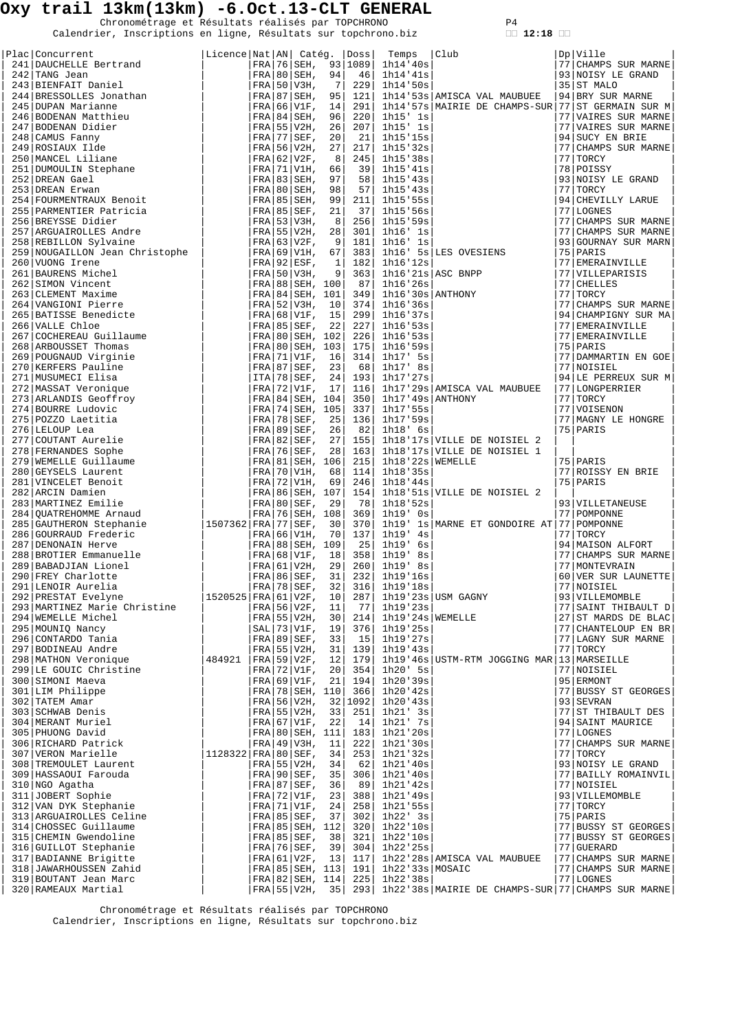# Oxy trail 13km(13km) -6.Oct.13-CLT GENERAL

Chronométrage et Résultats réalisés par TOPCHRONO
Calendrier, Inscriptions en ligne, Résultats sur topchrono.biz

12:18

| Plac | Concurrent | Licence | Nat | AN | Catég. | | Doss | Temps | Club | Dp | Ville |
|---|---|---|---|---|---|---|---|---|---|---|---|
| 241 | DAUCHELLE Bertrand | | FRA | 76 | SEH, | 93 | 1089 | 1h14'40s | | 77 | CHAMPS SUR MARNE |
| 242 | TANG Jean | | FRA | 80 | SEH, | 94 | 46 | 1h14'41s | | 93 | NOISY LE GRAND |
| 243 | BIENFAIT Daniel | | FRA | 50 | V3H, | 7 | 229 | 1h14'50s | | 35 | ST MALO |
| 244 | BRESSOLLES Jonathan | | FRA | 87 | SEH, | 95 | 121 | 1h14'53s | AMISCA VAL MAUBUEE | 94 | BRY SUR MARNE |
| 245 | DUPAN Marianne | | FRA | 66 | V1F, | 14 | 291 | 1h14'57s | MAIRIE DE CHAMPS-SUR | 77 | ST GERMAIN SUR M |
| 246 | BODENAN Matthieu | | FRA | 84 | SEH, | 96 | 220 | 1h15' 1s | | 77 | VAIRES SUR MARNE |
| 247 | BODENAN Didier | | FRA | 55 | V2H, | 26 | 207 | 1h15' 1s | | 77 | VAIRES SUR MARNE |
| 248 | CAMUS Fanny | | FRA | 77 | SEF, | 20 | 21 | 1h15'15s | | 94 | SUCY EN BRIE |
| 249 | ROSIAUX Ilde | | FRA | 56 | V2H, | 27 | 217 | 1h15'32s | | 77 | CHAMPS SUR MARNE |
| 250 | MANCEL Liliane | | FRA | 62 | V2F, | 8 | 245 | 1h15'38s | | 77 | TORCY |
| 251 | DUMOULIN Stephane | | FRA | 71 | V1H, | 66 | 39 | 1h15'41s | | 78 | POISSY |
| 252 | DREAN Gael | | FRA | 83 | SEH, | 97 | 58 | 1h15'43s | | 93 | NOISY LE GRAND |
| 253 | DREAN Erwan | | FRA | 80 | SEH, | 98 | 57 | 1h15'43s | | 77 | TORCY |
| 254 | FOURMENTRAUX Benoit | | FRA | 85 | SEH, | 99 | 211 | 1h15'55s | | 94 | CHEVILLY LARUE |
| 255 | PARMENTIER Patricia | | FRA | 85 | SEF, | 21 | 37 | 1h15'56s | | 77 | LOGNES |
| 256 | BREYSSE Didier | | FRA | 53 | V3H, | 8 | 256 | 1h15'59s | | 77 | CHAMPS SUR MARNE |
| 257 | ARGUAIROLLES Andre | | FRA | 55 | V2H, | 28 | 301 | 1h16' 1s | | 77 | CHAMPS SUR MARNE |
| 258 | REBILLON Sylvaine | | FRA | 63 | V2F, | 9 | 181 | 1h16' 1s | | 93 | GOURNAY SUR MARN |
| 259 | NOUGAILLON Jean Christophe | | FRA | 69 | V1H, | 67 | 383 | 1h16' 5s | LES OVESIENS | 75 | PARIS |
| 260 | VUONG Irene | | FRA | 92 | ESF, | 1 | 182 | 1h16'12s | | 77 | EMERAINVILLE |
| 261 | BAURENS Michel | | FRA | 50 | V3H, | 9 | 363 | 1h16'21s | ASC BNPP | 77 | VILLEPARISIS |
| 262 | SIMON Vincent | | FRA | 88 | SEH, | 100 | 87 | 1h16'26s | | 77 | CHELLES |
| 263 | CLEMENT Maxime | | FRA | 84 | SEH, | 101 | 349 | 1h16'30s | ANTHONY | 77 | TORCY |
| 264 | VANGIONI Pierre | | FRA | 52 | V3H, | 10 | 374 | 1h16'36s | | 77 | CHAMPS SUR MARNE |
| 265 | BATISSE Benedicte | | FRA | 68 | V1F, | 15 | 299 | 1h16'37s | | 94 | CHAMPIGNY SUR MA |
| 266 | VALLE Chloe | | FRA | 85 | SEF, | 22 | 227 | 1h16'53s | | 77 | EMERAINVILLE |
| 267 | COCHEREAU Guillaume | | FRA | 80 | SEH, | 102 | 226 | 1h16'53s | | 77 | EMERAINVILLE |
| 268 | ARBOUSSET Thomas | | FRA | 80 | SEH, | 103 | 175 | 1h16'59s | | 75 | PARIS |
| 269 | POUGNAUD Virginie | | FRA | 71 | V1F, | 16 | 314 | 1h17' 5s | | 77 | DAMMARTIN EN GOE |
| 270 | KERFERS Pauline | | FRA | 87 | SEF, | 23 | 68 | 1h17' 8s | | 77 | NOISIEL |
| 271 | MUSUMECI Elisa | | ITA | 78 | SEF, | 24 | 193 | 1h17'27s | | 94 | LE PERREUX SUR M |
| 272 | MASSAT Veronique | | FRA | 72 | V1F, | 17 | 116 | 1h17'29s | AMISCA VAL MAUBUEE | 77 | LONGPERRIER |
| 273 | ARLANDIS Geoffroy | | FRA | 84 | SEH, | 104 | 350 | 1h17'49s | ANTHONY | 77 | TORCY |
| 274 | BOURRE Ludovic | | FRA | 74 | SEH, | 105 | 337 | 1h17'55s | | 77 | VOISENON |
| 275 | POZZO Laetitia | | FRA | 78 | SEF, | 25 | 136 | 1h17'59s | | 77 | MAGNY LE HONGRE |
| 276 | LELOUP Lea | | FRA | 89 | SEF, | 26 | 82 | 1h18' 6s | | 75 | PARIS |
| 277 | COUTANT Aurelie | | FRA | 82 | SEF, | 27 | 155 | 1h18'17s | VILLE DE NOISIEL 2 | | |
| 278 | FERNANDES Sophe | | FRA | 76 | SEF, | 28 | 163 | 1h18'17s | VILLE DE NOISIEL 1 | | |
| 279 | WEMELLE Guillaume | | FRA | 81 | SEH, | 106 | 215 | 1h18'22s | WEMELLE | 75 | PARIS |
| 280 | GEYSELS Laurent | | FRA | 70 | V1H, | 68 | 114 | 1h18'35s | | 77 | ROISSY EN BRIE |
| 281 | VINCELET Benoit | | FRA | 72 | V1H, | 69 | 246 | 1h18'44s | | 75 | PARIS |
| 282 | ARCIN Damien | | FRA | 86 | SEH, | 107 | 154 | 1h18'51s | VILLE DE NOISIEL 2 | | |
| 283 | MARTINEZ Emilie | | FRA | 80 | SEF, | 29 | 78 | 1h18'52s | | 93 | VILLETANEUSE |
| 284 | QUATREHOMME Arnaud | | FRA | 76 | SEH, | 108 | 369 | 1h19' 0s | | 77 | POMPONNE |
| 285 | GAUTHERON Stephanie | 1507362 | FRA | 77 | SEF, | 30 | 370 | 1h19' 1s | MARNE ET GONDOIRE AT | 77 | POMPONNE |
| 286 | GOURRAUD Frederic | | FRA | 66 | V1H, | 70 | 137 | 1h19' 4s | | 77 | TORCY |
| 287 | DENONAIN Herve | | FRA | 88 | SEH, | 109 | 25 | 1h19' 6s | | 94 | MAISON ALFORT |
| 288 | BROTIER Emmanuelle | | FRA | 68 | V1F, | 18 | 358 | 1h19' 8s | | 77 | CHAMPS SUR MARNE |
| 289 | BABADJIAN Lionel | | FRA | 61 | V2H, | 29 | 260 | 1h19' 8s | | 77 | MONTEVRAIN |
| 290 | FREY Charlotte | | FRA | 86 | SEF, | 31 | 232 | 1h19'16s | | 60 | VER SUR LAUNETTE |
| 291 | LENOIR Aurelia | | FRA | 78 | SEF, | 32 | 316 | 1h19'18s | | 77 | NOISIEL |
| 292 | PRESTAT Evelyne | 1520525 | FRA | 61 | V2F, | 10 | 287 | 1h19'23s | USM GAGNY | 93 | VILLEMOMBLE |
| 293 | MARTINEZ Marie Christine | | FRA | 56 | V2F, | 11 | 77 | 1h19'23s | | 77 | SAINT THIBAULT D |
| 294 | WEMELLE Michel | | FRA | 55 | V2H, | 30 | 214 | 1h19'24s | WEMELLE | 27 | ST MARDS DE BLAC |
| 295 | MOUNIQ Nancy | | SAL | 73 | V1F, | 19 | 376 | 1h19'25s | | 77 | CHANTELOUP EN BR |
| 296 | CONTARDO Tania | | FRA | 89 | SEF, | 33 | 15 | 1h19'27s | | 77 | LAGNY SUR MARNE |
| 297 | BODINEAU Andre | | FRA | 55 | V2H, | 31 | 139 | 1h19'43s | | 77 | TORCY |
| 298 | MATHON Veronique | 484921 | FRA | 59 | V2F, | 12 | 179 | 1h19'46s | USTM-RTM JOGGING MAR | 13 | MARSEILLE |
| 299 | LE GOUIC Christine | | FRA | 72 | V1F, | 20 | 354 | 1h20' 5s | | 77 | NOISIEL |
| 300 | SIMONI Maeva | | FRA | 69 | V1F, | 21 | 194 | 1h20'39s | | 95 | ERMONT |
| 301 | LIM Philippe | | FRA | 78 | SEH, | 110 | 366 | 1h20'42s | | 77 | BUSSY ST GEORGES |
| 302 | TATEM Amar | | FRA | 56 | V2H, | 32 | 1092 | 1h20'43s | | 93 | SEVRAN |
| 303 | SCHWAB Denis | | FRA | 55 | V2H, | 33 | 251 | 1h21' 3s | | 77 | ST THIBAULT DES |
| 304 | MERANT Muriel | | FRA | 67 | V1F, | 22 | 14 | 1h21' 7s | | 94 | SAINT MAURICE |
| 305 | PHUONG David | | FRA | 80 | SEH, | 111 | 183 | 1h21'20s | | 77 | LOGNES |
| 306 | RICHARD Patrick | | FRA | 49 | V3H, | 11 | 222 | 1h21'30s | | 77 | CHAMPS SUR MARNE |
| 307 | VERON Marielle | 1128322 | FRA | 80 | SEF, | 34 | 253 | 1h21'32s | | 77 | TORCY |
| 308 | TREMOULET Laurent | | FRA | 55 | V2H, | 34 | 62 | 1h21'40s | | 93 | NOISY LE GRAND |
| 309 | HASSAOUI Farouda | | FRA | 90 | SEF, | 35 | 306 | 1h21'40s | | 77 | BAILLY ROMAINVIL |
| 310 | NGO Agatha | | FRA | 87 | SEF, | 36 | 89 | 1h21'42s | | 77 | NOISIEL |
| 311 | JOBERT Sophie | | FRA | 72 | V1F, | 23 | 388 | 1h21'49s | | 93 | VILLEMOMBLE |
| 312 | VAN DYK Stephanie | | FRA | 71 | V1F, | 24 | 258 | 1h21'55s | | 77 | TORCY |
| 313 | ARGUAIROLLES Celine | | FRA | 85 | SEF, | 37 | 302 | 1h22' 3s | | 75 | PARIS |
| 314 | CHOSSEC Guillaume | | FRA | 85 | SEH, | 112 | 320 | 1h22'10s | | 77 | BUSSY ST GEORGES |
| 315 | CHEMIN Gwendoline | | FRA | 85 | SEF, | 38 | 321 | 1h22'10s | | 77 | BUSSY ST GEORGES |
| 316 | GUILLOT Stephanie | | FRA | 76 | SEF, | 39 | 304 | 1h22'25s | | 77 | GUERARD |
| 317 | BADIANNE Brigitte | | FRA | 61 | V2F, | 13 | 117 | 1h22'28s | AMISCA VAL MAUBUEE | 77 | CHAMPS SUR MARNE |
| 318 | JAWARHOUSSEN Zahid | | FRA | 85 | SEH, | 113 | 191 | 1h22'33s | MOSAIC | 77 | CHAMPS SUR MARNE |
| 319 | BOUTANT Jean Marc | | FRA | 82 | SEH, | 114 | 225 | 1h22'38s | | 77 | LOGNES |
| 320 | RAMEAUX Martial | | FRA | 55 | V2H, | 35 | 293 | 1h22'38s | MAIRIE DE CHAMPS-SUR | 77 | CHAMPS SUR MARNE |

Chronométrage et Résultats réalisés par TOPCHRONO
Calendrier, Inscriptions en ligne, Résultats sur topchrono.biz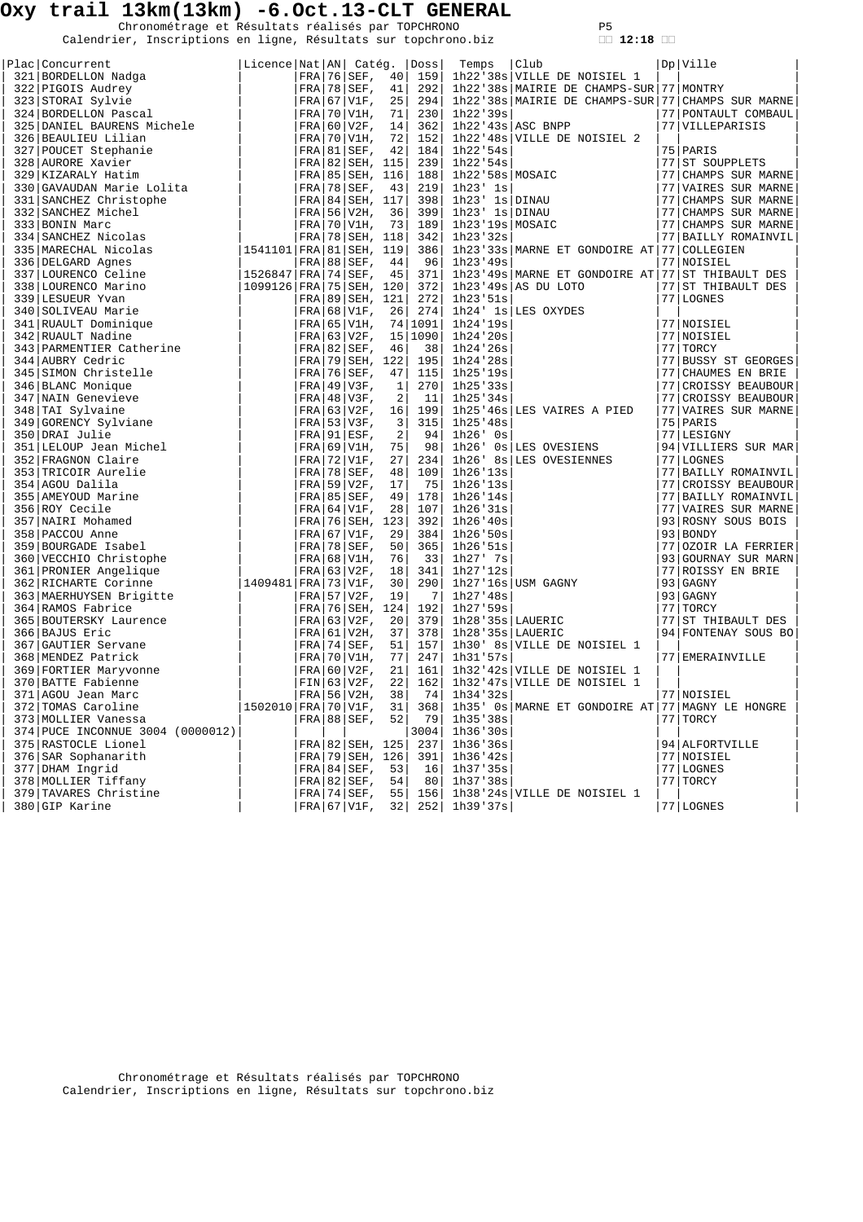# Oxy trail 13km(13km) -6.Oct.13-CLT GENERAL

Chronométrage et Résultats réalisés par TOPCHRONO
Calendrier, Inscriptions en ligne, Résultats sur topchrono.biz

P5

12:18

| Plac | Concurrent | Licence | Nat | AN | Catég. | | Doss | Temps | Club | Dp | Ville |
|---|---|---|---|---|---|---|---|---|---|---|---|
| 321 | BORDELLON Nadga | | FRA | 76 | SEF, | 40 | 159 | 1h22'38s | VILLE DE NOISIEL 1 | | |
| 322 | PIGOIS Audrey | | FRA | 78 | SEF, | 41 | 292 | 1h22'38s | MAIRIE DE CHAMPS-SUR | 77 | MONTRY |
| 323 | STORAI Sylvie | | FRA | 67 | V1F, | 25 | 294 | 1h22'38s | MAIRIE DE CHAMPS-SUR | 77 | CHAMPS SUR MARNE |
| 324 | BORDELLON Pascal | | FRA | 70 | V1H, | 71 | 230 | 1h22'39s | | 77 | PONTAULT COMBAUL |
| 325 | DANIEL BAURENS Michele | | FRA | 60 | V2F, | 14 | 362 | 1h22'43s | ASC BNPP | 77 | VILLEPARISIS |
| 326 | BEAULIEU Lilian | | FRA | 70 | V1H, | 72 | 152 | 1h22'48s | VILLE DE NOISIEL 2 | | |
| 327 | POUCET Stephanie | | FRA | 81 | SEF, | 42 | 184 | 1h22'54s | | 75 | PARIS |
| 328 | AURORE Xavier | | FRA | 82 | SEH, | 115 | 239 | 1h22'54s | | 77 | ST SOUPPLETS |
| 329 | KIZARALY Hatim | | FRA | 85 | SEH, | 116 | 188 | 1h22'58s | MOSAIC | 77 | CHAMPS SUR MARNE |
| 330 | GAVAUDAN Marie Lolita | | FRA | 78 | SEF, | 43 | 219 | 1h23' 1s | | 77 | VAIRES SUR MARNE |
| 331 | SANCHEZ Christophe | | FRA | 84 | SEH, | 117 | 398 | 1h23' 1s | DINAU | 77 | CHAMPS SUR MARNE |
| 332 | SANCHEZ Michel | | FRA | 56 | V2H, | 36 | 399 | 1h23' 1s | DINAU | 77 | CHAMPS SUR MARNE |
| 333 | BONIN Marc | | FRA | 70 | V1H, | 73 | 189 | 1h23'19s | MOSAIC | 77 | CHAMPS SUR MARNE |
| 334 | SANCHEZ Nicolas | | FRA | 78 | SEH, | 118 | 342 | 1h23'32s | | 77 | BAILLY ROMAINVIL |
| 335 | MARECHAL Nicolas | 1541101 | FRA | 81 | SEH, | 119 | 386 | 1h23'33s | MARNE ET GONDOIRE AT | 77 | COLLEGIEN |
| 336 | DELGARD Agnes | | FRA | 88 | SEF, | 44 | 96 | 1h23'49s | | 77 | NOISIEL |
| 337 | LOURENCO Celine | 1526847 | FRA | 74 | SEF, | 45 | 371 | 1h23'49s | MARNE ET GONDOIRE AT | 77 | ST THIBAULT DES |
| 338 | LOURENCO Marino | 1099126 | FRA | 75 | SEH, | 120 | 372 | 1h23'49s | AS DU LOTO | 77 | ST THIBAULT DES |
| 339 | LESUEUR Yvan | | FRA | 89 | SEH, | 121 | 272 | 1h23'51s | | 77 | LOGNES |
| 340 | SOLIVEAU Marie | | FRA | 68 | V1F, | 26 | 274 | 1h24' 1s | LES OXYDES | | |
| 341 | RUAULT Dominique | | FRA | 65 | V1H, | 74 | 1091 | 1h24'19s | | 77 | NOISIEL |
| 342 | RUAULT Nadine | | FRA | 63 | V2F, | 15 | 1090 | 1h24'20s | | 77 | NOISIEL |
| 343 | PARMENTIER Catherine | | FRA | 82 | SEF, | 46 | 38 | 1h24'26s | | 77 | TORCY |
| 344 | AUBRY Cedric | | FRA | 79 | SEH, | 122 | 195 | 1h24'28s | | 77 | BUSSY ST GEORGES |
| 345 | SIMON Christelle | | FRA | 76 | SEF, | 47 | 115 | 1h25'19s | | 77 | CHAUMES EN BRIE |
| 346 | BLANC Monique | | FRA | 49 | V3F, | 1 | 270 | 1h25'33s | | 77 | CROISSY BEAUBOUR |
| 347 | NAIN Genevieve | | FRA | 48 | V3F, | 2 | 11 | 1h25'34s | | 77 | CROISSY BEAUBOUR |
| 348 | TAI Sylvaine | | FRA | 63 | V2F, | 16 | 199 | 1h25'46s | LES VAIRES A PIED | 77 | VAIRES SUR MARNE |
| 349 | GORENCY Sylviane | | FRA | 53 | V3F, | 3 | 315 | 1h25'48s | | 75 | PARIS |
| 350 | DRAI Julie | | FRA | 91 | ESF, | 2 | 94 | 1h26' 0s | | 77 | LESIGNY |
| 351 | LELOUP Jean Michel | | FRA | 69 | V1H, | 75 | 98 | 1h26' 0s | LES OVESIENS | 94 | VILLIERS SUR MAR |
| 352 | FRAGNON Claire | | FRA | 72 | V1F, | 27 | 234 | 1h26' 8s | LES OVESIENNES | 77 | LOGNES |
| 353 | TRICOIR Aurelie | | FRA | 78 | SEF, | 48 | 109 | 1h26'13s | | 77 | BAILLY ROMAINVIL |
| 354 | AGOU Dalila | | FRA | 59 | V2F, | 17 | 75 | 1h26'13s | | 77 | CROISSY BEAUBOUR |
| 355 | AMEYOUD Marine | | FRA | 85 | SEF, | 49 | 178 | 1h26'14s | | 77 | BAILLY ROMAINVIL |
| 356 | ROY Cecile | | FRA | 64 | V1F, | 28 | 107 | 1h26'31s | | 77 | VAIRES SUR MARNE |
| 357 | NAIRI Mohamed | | FRA | 76 | SEH, | 123 | 392 | 1h26'40s | | 93 | ROSNY SOUS BOIS |
| 358 | PACCOU Anne | | FRA | 67 | V1F, | 29 | 384 | 1h26'50s | | 93 | BONDY |
| 359 | BOURGADE Isabel | | FRA | 78 | SEF, | 50 | 365 | 1h26'51s | | 77 | OZOIR LA FERRIER |
| 360 | VECCHIO Christophe | | FRA | 68 | V1H, | 76 | 33 | 1h27' 7s | | 93 | GOURNAY SUR MARN |
| 361 | PRONIER Angelique | | FRA | 63 | V2F, | 18 | 341 | 1h27'12s | | 77 | ROISSY EN BRIE |
| 362 | RICHARTE Corinne | 1409481 | FRA | 73 | V1F, | 30 | 290 | 1h27'16s | USM GAGNY | 93 | GAGNY |
| 363 | MAERHUYSEN Brigitte | | FRA | 57 | V2F, | 19 | 7 | 1h27'48s | | 93 | GAGNY |
| 364 | RAMOS Fabrice | | FRA | 76 | SEH, | 124 | 192 | 1h27'59s | | 77 | TORCY |
| 365 | BOUTERSKY Laurence | | FRA | 63 | V2F, | 20 | 379 | 1h28'35s | LAUERIC | 77 | ST THIBAULT DES |
| 366 | BAJUS Eric | | FRA | 61 | V2H, | 37 | 378 | 1h28'35s | LAUERIC | 94 | FONTENAY SOUS BO |
| 367 | GAUTIER Servane | | FRA | 74 | SEF, | 51 | 157 | 1h30' 8s | VILLE DE NOISIEL 1 | | |
| 368 | MENDEZ Patrick | | FRA | 70 | V1H, | 77 | 247 | 1h31'57s | | 77 | EMERAINVILLE |
| 369 | FORTIER Maryvonne | | FRA | 60 | V2F, | 21 | 161 | 1h32'42s | VILLE DE NOISIEL 1 | | |
| 370 | BATTE Fabienne | | FIN | 63 | V2F, | 22 | 162 | 1h32'47s | VILLE DE NOISIEL 1 | | |
| 371 | AGOU Jean Marc | | FRA | 56 | V2H, | 38 | 74 | 1h34'32s | | 77 | NOISIEL |
| 372 | TOMAS Caroline | 1502010 | FRA | 70 | V1F, | 31 | 368 | 1h35' 0s | MARNE ET GONDOIRE AT | 77 | MAGNY LE HONGRE |
| 373 | MOLLIER Vanessa | | FRA | 88 | SEF, | 52 | 79 | 1h35'38s | | 77 | TORCY |
| 374 | PUCE INCONNUE 3004 (0000012) | | | | | | 3004 | 1h36'30s | | | |
| 375 | RASTOCLE Lionel | | FRA | 82 | SEH, | 125 | 237 | 1h36'36s | | 94 | ALFORTVILLE |
| 376 | SAR Sophanarith | | FRA | 79 | SEH, | 126 | 391 | 1h36'42s | | 77 | NOISIEL |
| 377 | DHAM Ingrid | | FRA | 84 | SEF, | 53 | 16 | 1h37'35s | | 77 | LOGNES |
| 378 | MOLLIER Tiffany | | FRA | 82 | SEF, | 54 | 80 | 1h37'38s | | 77 | TORCY |
| 379 | TAVARES Christine | | FRA | 74 | SEF, | 55 | 156 | 1h38'24s | VILLE DE NOISIEL 1 | | |
| 380 | GIP Karine | | FRA | 67 | V1F, | 32 | 252 | 1h39'37s | | 77 | LOGNES |